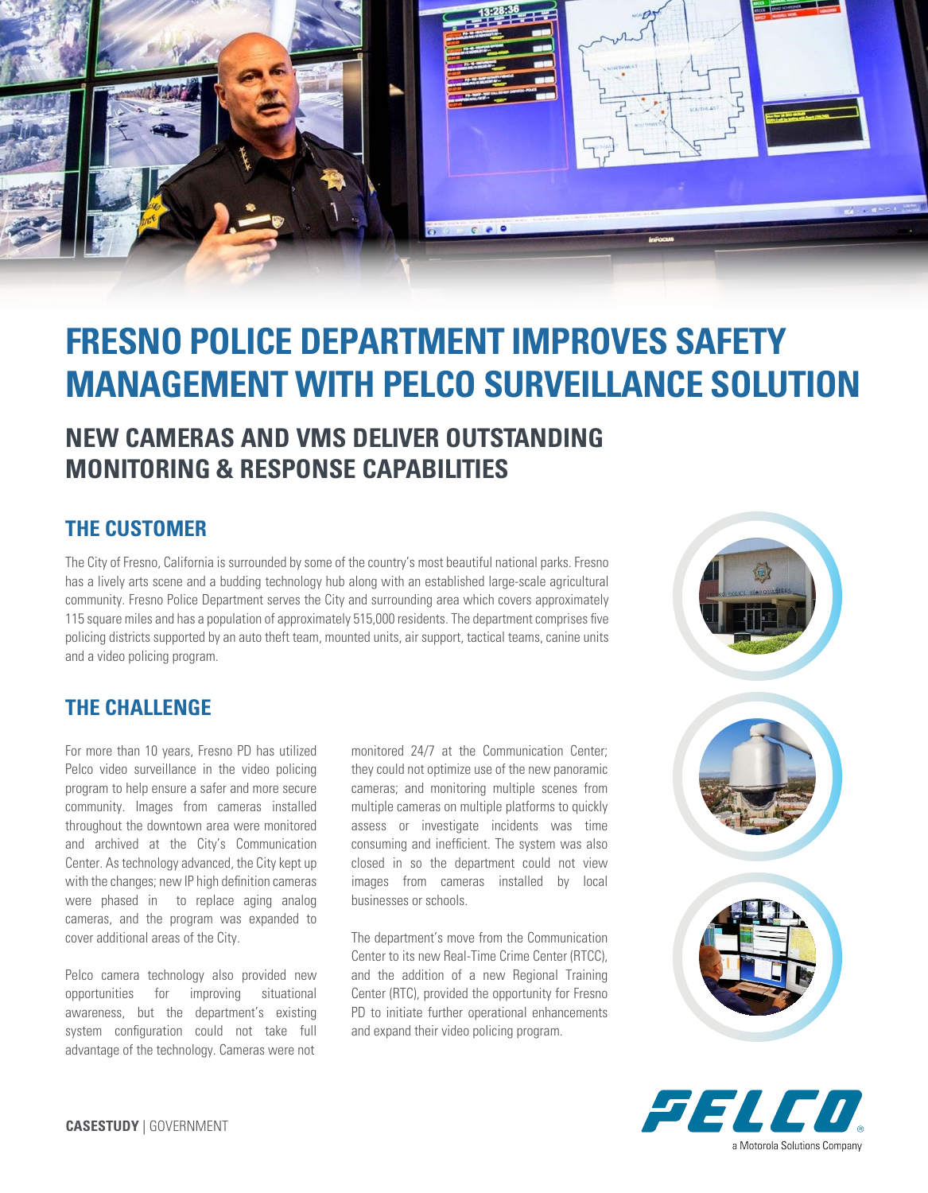# FRESNO POLICE DEPARTMENT IMPROVES SAFETY MANAGEMENT WITH PELCO SURVEILLANCE SOLUTION

## NEW CAMERAS AND VMS DELIVER OUTSTANDING MONITORING & RESPONSE CAPABILITIES

### THE CUSTOMER

The City of Fresno, California is surrounded by some of the country's most beautiful national parks. Fresno has a lively arts scene and a budding technology hub along with an established large-scale agricultural community. Fresno Police Department serves the City and surrounding area which covers approximately 115 square miles and has a population of approximately 515,000 residents. The department comprises five policing districts supported by an auto theft team, mounted units, air support, tactical teams, canine units and a video policing program.

### THE CHALLENGE

For more than 10 years, Fresno PD has utilized Pelco video surveillance in the video policing program to help ensure a safer and more secure community. Images from cameras installed throughout the downtown area were monitored and archived at the City's Communication Center. As technology advanced, the City kept up with the changes; new IP high definition cameras were phased in to replace aging analog cameras, and the program was expanded to cover additional areas of the City.

Pelco camera technology also provided new opportunities for improving situational awareness, but the department's existing system configuration could not take full advantage of the technology. Cameras were not monitored 24/7 at the Communication Center; they could not optimize use of the new panoramic cameras; and monitoring multiple scenes from multiple cameras on multiple platforms to quickly assess or investigate incidents was time consuming and inefficient. The system was also closed in so the department could not view images from cameras installed by local businesses or schools.

The department's move from the Communication Center to its new Real-Time Crime Center (RTCC), and the addition of a new Regional Training Center (RTC), provided the opportunity for Fresno PD to initiate further operational enhancements and expand their video policing program.

**CASESTUDY** | GOVERNMENT

PELCO
a Motorola Solutions Company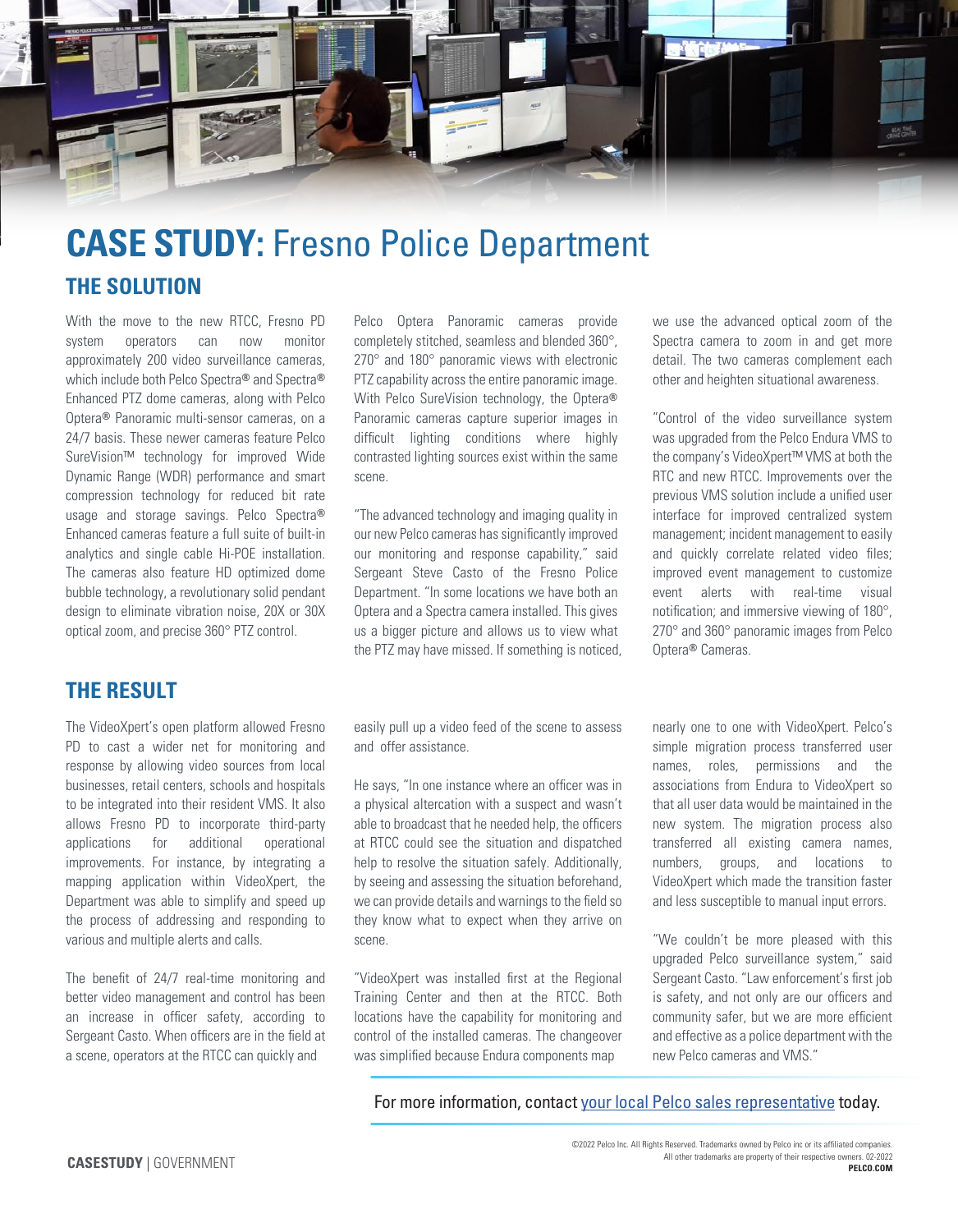# CASE STUDY: Fresno Police Department

## THE SOLUTION

With the move to the new RTCC, Fresno PD system operators can now monitor approximately 200 video surveillance cameras, which include both Pelco Spectra® and Spectra® Enhanced PTZ dome cameras, along with Pelco Optera® Panoramic multi-sensor cameras, on a 24/7 basis. These newer cameras feature Pelco SureVision™ technology for improved Wide Dynamic Range (WDR) performance and smart compression technology for reduced bit rate usage and storage savings. Pelco Spectra® Enhanced cameras feature a full suite of built-in analytics and single cable Hi-POE installation. The cameras also feature HD optimized dome bubble technology, a revolutionary solid pendant design to eliminate vibration noise, 20X or 30X optical zoom, and precise 360° PTZ control.

Pelco Optera Panoramic cameras provide completely stitched, seamless and blended 360°, 270° and 180° panoramic views with electronic PTZ capability across the entire panoramic image. With Pelco SureVision technology, the Optera® Panoramic cameras capture superior images in difficult lighting conditions where highly contrasted lighting sources exist within the same scene.

"The advanced technology and imaging quality in our new Pelco cameras has significantly improved our monitoring and response capability," said Sergeant Steve Casto of the Fresno Police Department. "In some locations we have both an Optera and a Spectra camera installed. This gives us a bigger picture and allows us to view what the PTZ may have missed. If something is noticed, we use the advanced optical zoom of the Spectra camera to zoom in and get more detail. The two cameras complement each other and heighten situational awareness.

"Control of the video surveillance system was upgraded from the Pelco Endura VMS to the company's VideoXpert™ VMS at both the RTC and new RTCC. Improvements over the previous VMS solution include a unified user interface for improved centralized system management; incident management to easily and quickly correlate related video files; improved event management to customize event alerts with real-time visual notification; and immersive viewing of 180°, 270° and 360° panoramic images from Pelco Optera® Cameras.

## THE RESULT

The VideoXpert's open platform allowed Fresno PD to cast a wider net for monitoring and response by allowing video sources from local businesses, retail centers, schools and hospitals to be integrated into their resident VMS. It also allows Fresno PD to incorporate third-party applications for additional operational improvements. For instance, by integrating a mapping application within VideoXpert, the Department was able to simplify and speed up the process of addressing and responding to various and multiple alerts and calls.

The benefit of 24/7 real-time monitoring and better video management and control has been an increase in officer safety, according to Sergeant Casto. When officers are in the field at a scene, operators at the RTCC can quickly and easily pull up a video feed of the scene to assess and offer assistance.

He says, "In one instance where an officer was in a physical altercation with a suspect and wasn't able to broadcast that he needed help, the officers at RTCC could see the situation and dispatched help to resolve the situation safely. Additionally, by seeing and assessing the situation beforehand, we can provide details and warnings to the field so they know what to expect when they arrive on scene.

"VideoXpert was installed first at the Regional Training Center and then at the RTCC. Both locations have the capability for monitoring and control of the installed cameras. The changeover was simplified because Endura components map nearly one to one with VideoXpert. Pelco's simple migration process transferred user names, roles, permissions and the associations from Endura to VideoXpert so that all user data would be maintained in the new system. The migration process also transferred all existing camera names, numbers, groups, and locations to VideoXpert which made the transition faster and less susceptible to manual input errors.

"We couldn't be more pleased with this upgraded Pelco surveillance system," said Sergeant Casto. "Law enforcement's first job is safety, and not only are our officers and community safer, but we are more efficient and effective as a police department with the new Pelco cameras and VMS."

For more information, contact your local Pelco sales representative today.

**CASESTUDY** | GOVERNMENT

©2022 Pelco Inc. All Rights Reserved. Trademarks owned by Pelco inc or its affiliated companies.
All other trademarks are property of their respective owners. 02-2022
**PELCO.COM**